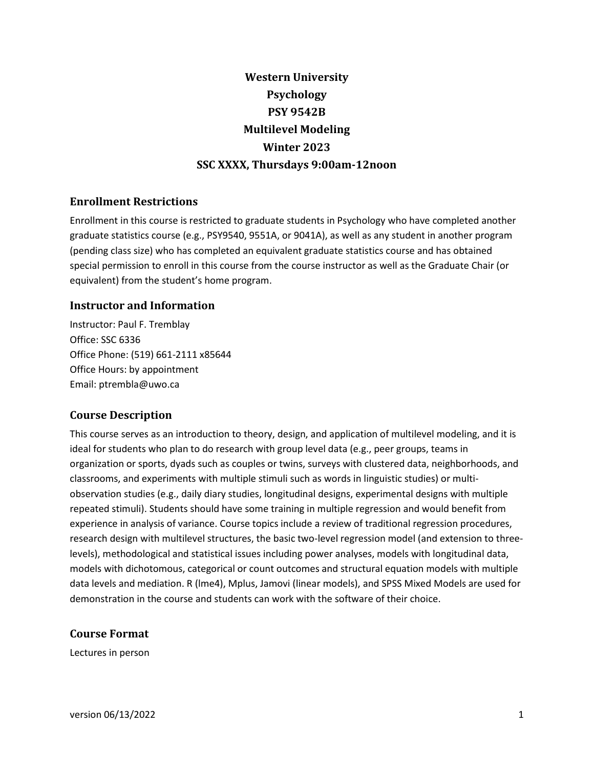# Western University
# Psychology
# PSY 9542B
# Multilevel Modeling
# Winter 2023
# SSC XXXX, Thursdays 9:00am-12noon

## Enrollment Restrictions

Enrollment in this course is restricted to graduate students in Psychology who have completed another graduate statistics course (e.g., PSY9540, 9551A, or 9041A), as well as any student in another program (pending class size) who has completed an equivalent graduate statistics course and has obtained special permission to enroll in this course from the course instructor as well as the Graduate Chair (or equivalent) from the student's home program.

## Instructor and Information

Instructor: Paul F. Tremblay
Office: SSC 6336
Office Phone: (519) 661-2111 x85644
Office Hours: by appointment
Email: ptrembla@uwo.ca

## Course Description

This course serves as an introduction to theory, design, and application of multilevel modeling, and it is ideal for students who plan to do research with group level data (e.g., peer groups, teams in organization or sports, dyads such as couples or twins, surveys with clustered data, neighborhoods, and classrooms, and experiments with multiple stimuli such as words in linguistic studies) or multi-observation studies (e.g., daily diary studies, longitudinal designs, experimental designs with multiple repeated stimuli). Students should have some training in multiple regression and would benefit from experience in analysis of variance. Course topics include a review of traditional regression procedures, research design with multilevel structures, the basic two-level regression model (and extension to three-levels), methodological and statistical issues including power analyses, models with longitudinal data, models with dichotomous, categorical or count outcomes and structural equation models with multiple data levels and mediation. R (lme4), Mplus, Jamovi (linear models), and SPSS Mixed Models are used for demonstration in the course and students can work with the software of their choice.

## Course Format

Lectures in person

version 06/13/2022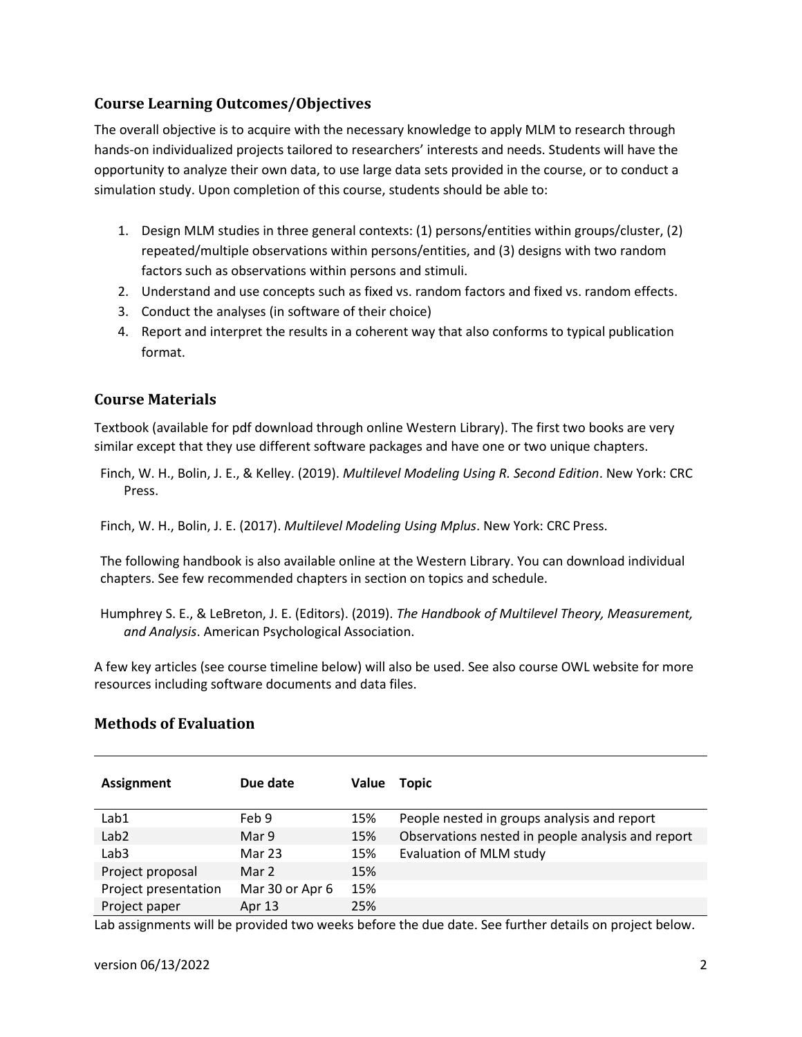## Course Learning Outcomes/Objectives

The overall objective is to acquire with the necessary knowledge to apply MLM to research through hands-on individualized projects tailored to researchers' interests and needs. Students will have the opportunity to analyze their own data, to use large data sets provided in the course, or to conduct a simulation study. Upon completion of this course, students should be able to:

1. Design MLM studies in three general contexts: (1) persons/entities within groups/cluster, (2) repeated/multiple observations within persons/entities, and (3) designs with two random factors such as observations within persons and stimuli.
2. Understand and use concepts such as fixed vs. random factors and fixed vs. random effects.
3. Conduct the analyses (in software of their choice)
4. Report and interpret the results in a coherent way that also conforms to typical publication format.

## Course Materials

Textbook (available for pdf download through online Western Library). The first two books are very similar except that they use different software packages and have one or two unique chapters.

Finch, W. H., Bolin, J. E., & Kelley. (2019). *Multilevel Modeling Using R. Second Edition*. New York: CRC Press.

Finch, W. H., Bolin, J. E. (2017). *Multilevel Modeling Using Mplus*. New York: CRC Press.

The following handbook is also available online at the Western Library. You can download individual chapters. See few recommended chapters in section on topics and schedule.

Humphrey S. E., & LeBreton, J. E. (Editors). (2019). *The Handbook of Multilevel Theory, Measurement, and Analysis*. American Psychological Association.

A few key articles (see course timeline below) will also be used. See also course OWL website for more resources including software documents and data files.

## Methods of Evaluation

| Assignment | Due date | Value | Topic |
|---|---|---|---|
| Lab1 | Feb 9 | 15% | People nested in groups analysis and report |
| Lab2 | Mar 9 | 15% | Observations nested in people analysis and report |
| Lab3 | Mar 23 | 15% | Evaluation of MLM study |
| Project proposal | Mar 2 | 15% | |
| Project presentation | Mar 30 or Apr 6 | 15% | |
| Project paper | Apr 13 | 25% | |

Lab assignments will be provided two weeks before the due date. See further details on project below.

version 06/13/2022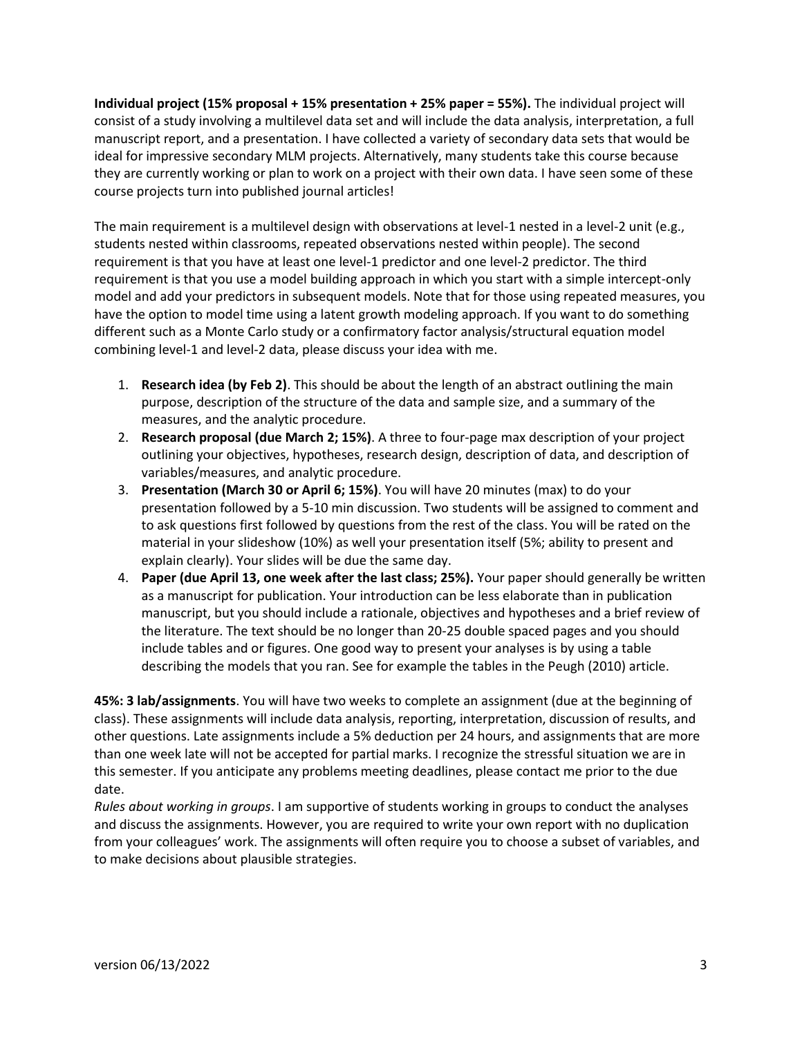**Individual project (15% proposal + 15% presentation + 25% paper = 55%).** The individual project will consist of a study involving a multilevel data set and will include the data analysis, interpretation, a full manuscript report, and a presentation. I have collected a variety of secondary data sets that would be ideal for impressive secondary MLM projects. Alternatively, many students take this course because they are currently working or plan to work on a project with their own data. I have seen some of these course projects turn into published journal articles!

The main requirement is a multilevel design with observations at level-1 nested in a level-2 unit (e.g., students nested within classrooms, repeated observations nested within people). The second requirement is that you have at least one level-1 predictor and one level-2 predictor. The third requirement is that you use a model building approach in which you start with a simple intercept-only model and add your predictors in subsequent models. Note that for those using repeated measures, you have the option to model time using a latent growth modeling approach. If you want to do something different such as a Monte Carlo study or a confirmatory factor analysis/structural equation model combining level-1 and level-2 data, please discuss your idea with me.

1. **Research idea (by Feb 2)**. This should be about the length of an abstract outlining the main purpose, description of the structure of the data and sample size, and a summary of the measures, and the analytic procedure.
2. **Research proposal (due March 2; 15%)**. A three to four-page max description of your project outlining your objectives, hypotheses, research design, description of data, and description of variables/measures, and analytic procedure.
3. **Presentation (March 30 or April 6; 15%)**. You will have 20 minutes (max) to do your presentation followed by a 5-10 min discussion. Two students will be assigned to comment and to ask questions first followed by questions from the rest of the class. You will be rated on the material in your slideshow (10%) as well your presentation itself (5%; ability to present and explain clearly). Your slides will be due the same day.
4. **Paper (due April 13, one week after the last class; 25%).** Your paper should generally be written as a manuscript for publication. Your introduction can be less elaborate than in publication manuscript, but you should include a rationale, objectives and hypotheses and a brief review of the literature. The text should be no longer than 20-25 double spaced pages and you should include tables and or figures. One good way to present your analyses is by using a table describing the models that you ran. See for example the tables in the Peugh (2010) article.

**45%: 3 lab/assignments**. You will have two weeks to complete an assignment (due at the beginning of class). These assignments will include data analysis, reporting, interpretation, discussion of results, and other questions. Late assignments include a 5% deduction per 24 hours, and assignments that are more than one week late will not be accepted for partial marks. I recognize the stressful situation we are in this semester. If you anticipate any problems meeting deadlines, please contact me prior to the due date.

*Rules about working in groups*. I am supportive of students working in groups to conduct the analyses and discuss the assignments. However, you are required to write your own report with no duplication from your colleagues' work. The assignments will often require you to choose a subset of variables, and to make decisions about plausible strategies.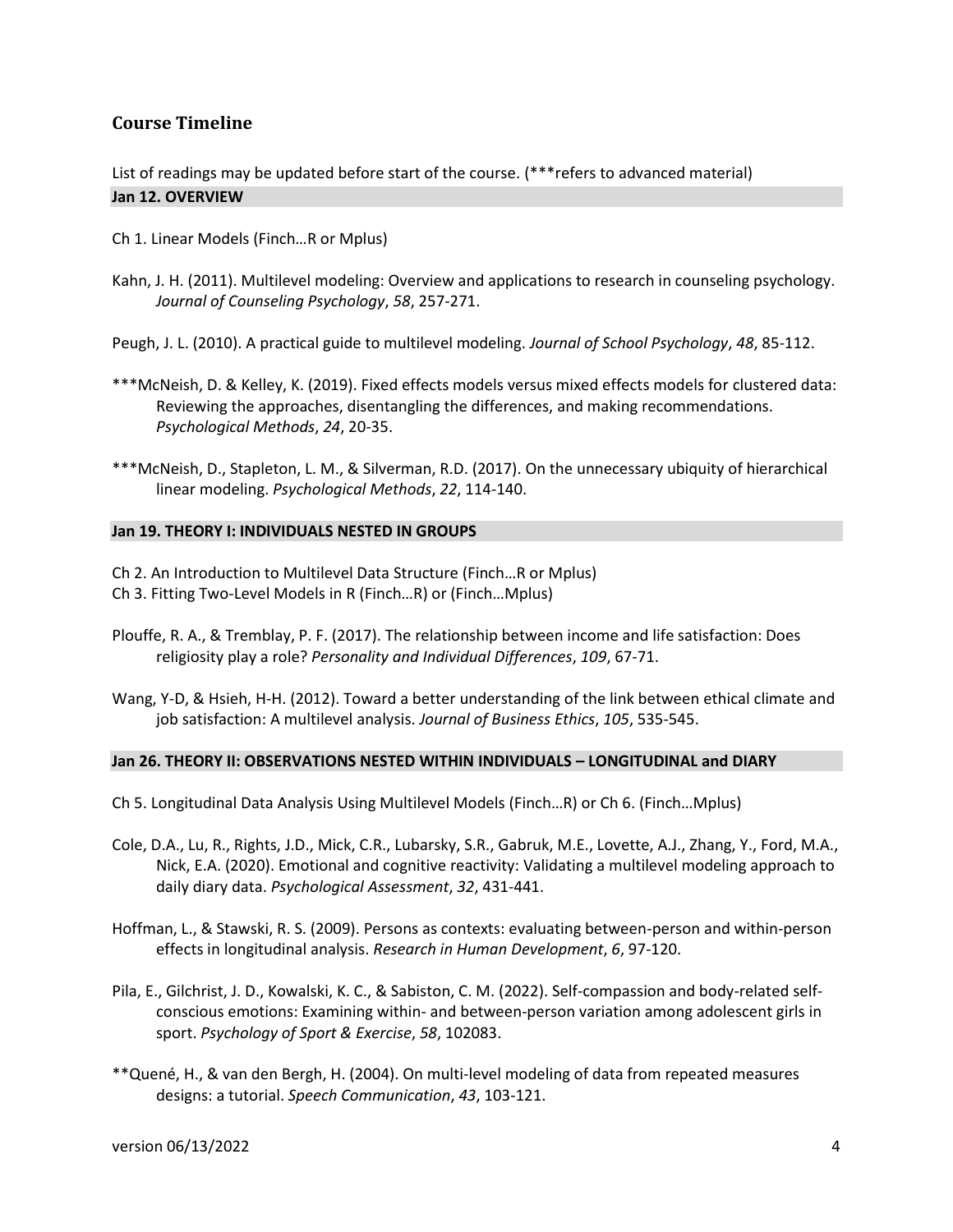## Course Timeline

List of readings may be updated before start of the course. (***refers to advanced material)

### Jan 12. OVERVIEW

Ch 1. Linear Models (Finch…R or Mplus)

Kahn, J. H. (2011). Multilevel modeling: Overview and applications to research in counseling psychology. *Journal of Counseling Psychology*, *58*, 257-271.

Peugh, J. L. (2010). A practical guide to multilevel modeling. *Journal of School Psychology*, *48*, 85-112.

***McNeish, D. & Kelley, K. (2019). Fixed effects models versus mixed effects models for clustered data: Reviewing the approaches, disentangling the differences, and making recommendations. *Psychological Methods*, *24*, 20-35.

***McNeish, D., Stapleton, L. M., & Silverman, R.D. (2017). On the unnecessary ubiquity of hierarchical linear modeling. *Psychological Methods*, *22*, 114-140.

### Jan 19. THEORY I: INDIVIDUALS NESTED IN GROUPS

Ch 2. An Introduction to Multilevel Data Structure (Finch…R or Mplus)
Ch 3. Fitting Two-Level Models in R (Finch…R) or (Finch…Mplus)

Plouffe, R. A., & Tremblay, P. F. (2017). The relationship between income and life satisfaction: Does religiosity play a role? *Personality and Individual Differences*, *109*, 67-71.

Wang, Y-D, & Hsieh, H-H. (2012). Toward a better understanding of the link between ethical climate and job satisfaction: A multilevel analysis. *Journal of Business Ethics*, *105*, 535-545.

### Jan 26. THEORY II: OBSERVATIONS NESTED WITHIN INDIVIDUALS – LONGITUDINAL and DIARY

Ch 5. Longitudinal Data Analysis Using Multilevel Models (Finch…R) or Ch 6. (Finch…Mplus)

Cole, D.A., Lu, R., Rights, J.D., Mick, C.R., Lubarsky, S.R., Gabruk, M.E., Lovette, A.J., Zhang, Y., Ford, M.A., Nick, E.A. (2020). Emotional and cognitive reactivity: Validating a multilevel modeling approach to daily diary data. *Psychological Assessment*, *32*, 431-441.

Hoffman, L., & Stawski, R. S. (2009). Persons as contexts: evaluating between-person and within-person effects in longitudinal analysis. *Research in Human Development*, *6*, 97-120.

Pila, E., Gilchrist, J. D., Kowalski, K. C., & Sabiston, C. M. (2022). Self-compassion and body-related self-conscious emotions: Examining within- and between-person variation among adolescent girls in sport. *Psychology of Sport & Exercise*, *58*, 102083.

**Quené, H., & van den Bergh, H. (2004). On multi-level modeling of data from repeated measures designs: a tutorial. *Speech Communication*, *43*, 103-121.

version 06/13/2022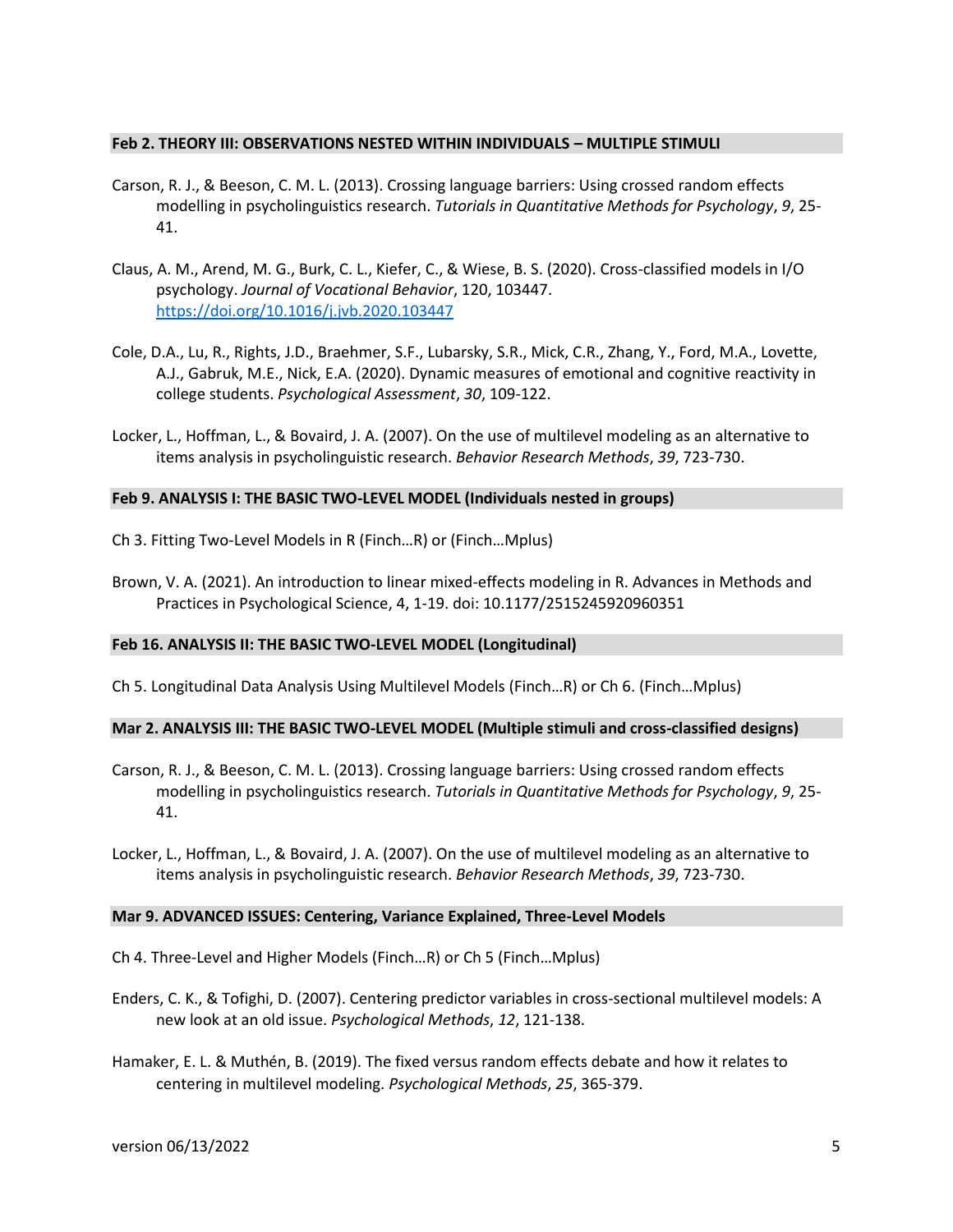### Feb 2. THEORY III: OBSERVATIONS NESTED WITHIN INDIVIDUALS – MULTIPLE STIMULI

Carson, R. J., & Beeson, C. M. L. (2013). Crossing language barriers: Using crossed random effects modelling in psycholinguistics research. *Tutorials in Quantitative Methods for Psychology*, *9*, 25-41.

Claus, A. M., Arend, M. G., Burk, C. L., Kiefer, C., & Wiese, B. S. (2020). Cross-classified models in I/O psychology. *Journal of Vocational Behavior*, 120, 103447. [https://doi.org/10.1016/j.jvb.2020.103447](https://doi.org/10.1016/j.jvb.2020.103447)

Cole, D.A., Lu, R., Rights, J.D., Braehmer, S.F., Lubarsky, S.R., Mick, C.R., Zhang, Y., Ford, M.A., Lovette, A.J., Gabruk, M.E., Nick, E.A. (2020). Dynamic measures of emotional and cognitive reactivity in college students. *Psychological Assessment*, *30*, 109-122.

Locker, L., Hoffman, L., & Bovaird, J. A. (2007). On the use of multilevel modeling as an alternative to items analysis in psycholinguistic research. *Behavior Research Methods*, *39*, 723-730.

### Feb 9. ANALYSIS I: THE BASIC TWO-LEVEL MODEL (Individuals nested in groups)

Ch 3. Fitting Two-Level Models in R (Finch…R) or (Finch…Mplus)

Brown, V. A. (2021). An introduction to linear mixed-effects modeling in R. Advances in Methods and Practices in Psychological Science, 4, 1-19. doi: 10.1177/2515245920960351

### Feb 16. ANALYSIS II: THE BASIC TWO-LEVEL MODEL (Longitudinal)

Ch 5. Longitudinal Data Analysis Using Multilevel Models (Finch…R) or Ch 6. (Finch…Mplus)

### Mar 2. ANALYSIS III: THE BASIC TWO-LEVEL MODEL (Multiple stimuli and cross-classified designs)

Carson, R. J., & Beeson, C. M. L. (2013). Crossing language barriers: Using crossed random effects modelling in psycholinguistics research. *Tutorials in Quantitative Methods for Psychology*, *9*, 25-41.

Locker, L., Hoffman, L., & Bovaird, J. A. (2007). On the use of multilevel modeling as an alternative to items analysis in psycholinguistic research. *Behavior Research Methods*, *39*, 723-730.

### Mar 9. ADVANCED ISSUES: Centering, Variance Explained, Three-Level Models

Ch 4. Three-Level and Higher Models (Finch…R) or Ch 5 (Finch…Mplus)

Enders, C. K., & Tofighi, D. (2007). Centering predictor variables in cross-sectional multilevel models: A new look at an old issue. *Psychological Methods*, *12*, 121-138.

Hamaker, E. L. & Muthén, B. (2019). The fixed versus random effects debate and how it relates to centering in multilevel modeling. *Psychological Methods*, *25*, 365-379.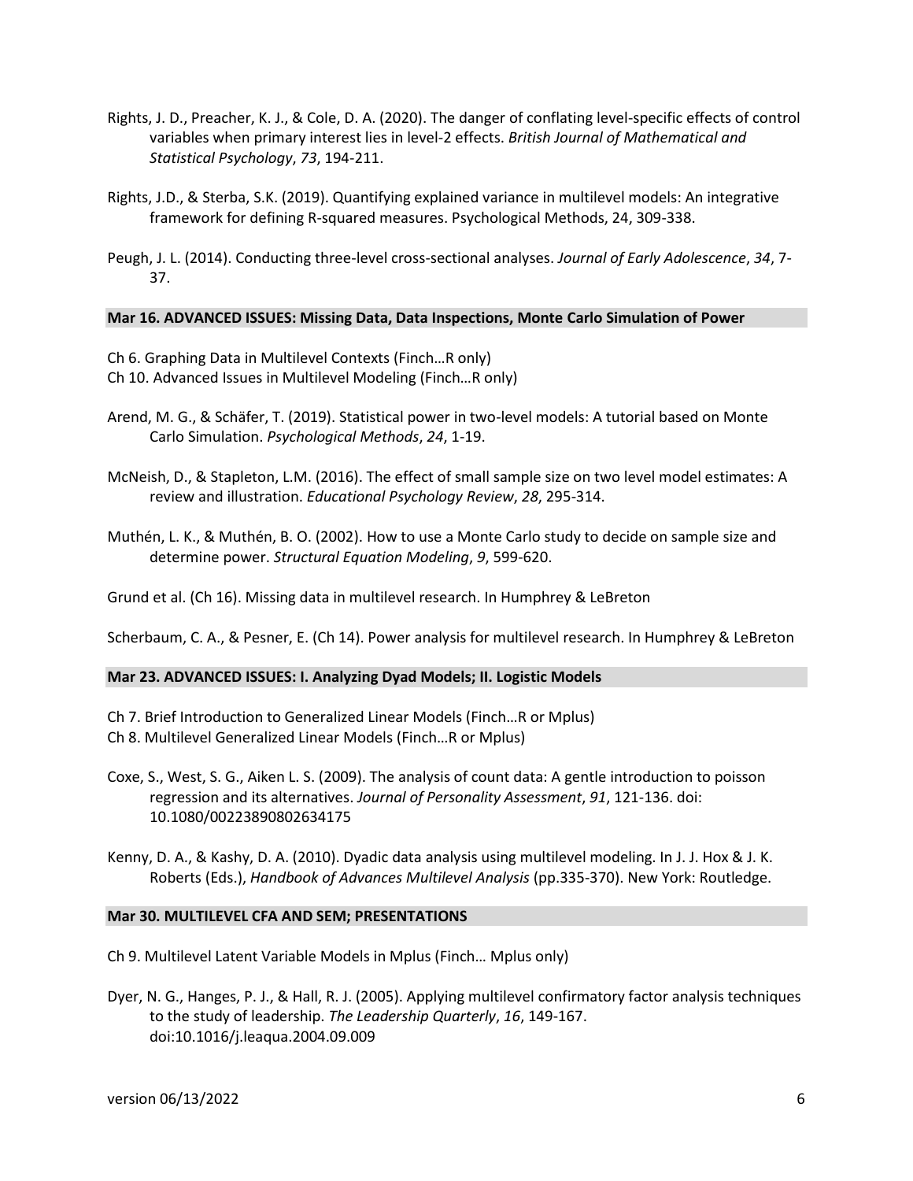Rights, J. D., Preacher, K. J., & Cole, D. A. (2020). The danger of conflating level-specific effects of control variables when primary interest lies in level-2 effects. *British Journal of Mathematical and Statistical Psychology*, *73*, 194-211.

Rights, J.D., & Sterba, S.K. (2019). Quantifying explained variance in multilevel models: An integrative framework for defining R-squared measures. Psychological Methods, 24, 309-338.

Peugh, J. L. (2014). Conducting three-level cross-sectional analyses. *Journal of Early Adolescence*, *34*, 7-37.

**Mar 16. ADVANCED ISSUES: Missing Data, Data Inspections, Monte Carlo Simulation of Power**

Ch 6. Graphing Data in Multilevel Contexts (Finch…R only)
Ch 10. Advanced Issues in Multilevel Modeling (Finch…R only)

Arend, M. G., & Schäfer, T. (2019). Statistical power in two-level models: A tutorial based on Monte Carlo Simulation. *Psychological Methods*, *24*, 1-19.

McNeish, D., & Stapleton, L.M. (2016). The effect of small sample size on two level model estimates: A review and illustration. *Educational Psychology Review*, *28*, 295-314.

Muthén, L. K., & Muthén, B. O. (2002). How to use a Monte Carlo study to decide on sample size and determine power. *Structural Equation Modeling*, *9*, 599-620.

Grund et al. (Ch 16). Missing data in multilevel research. In Humphrey & LeBreton

Scherbaum, C. A., & Pesner, E. (Ch 14). Power analysis for multilevel research. In Humphrey & LeBreton

**Mar 23. ADVANCED ISSUES: I. Analyzing Dyad Models; II. Logistic Models**

Ch 7. Brief Introduction to Generalized Linear Models (Finch…R or Mplus)
Ch 8. Multilevel Generalized Linear Models (Finch…R or Mplus)

Coxe, S., West, S. G., Aiken L. S. (2009). The analysis of count data: A gentle introduction to poisson regression and its alternatives. *Journal of Personality Assessment*, *91*, 121-136. doi: 10.1080/00223890802634175

Kenny, D. A., & Kashy, D. A. (2010). Dyadic data analysis using multilevel modeling. In J. J. Hox & J. K. Roberts (Eds.), *Handbook of Advances Multilevel Analysis* (pp.335-370). New York: Routledge.

**Mar 30. MULTILEVEL CFA AND SEM; PRESENTATIONS**

Ch 9. Multilevel Latent Variable Models in Mplus (Finch… Mplus only)

Dyer, N. G., Hanges, P. J., & Hall, R. J. (2005). Applying multilevel confirmatory factor analysis techniques to the study of leadership. *The Leadership Quarterly*, *16*, 149-167. doi:10.1016/j.leaqua.2004.09.009

version 06/13/2022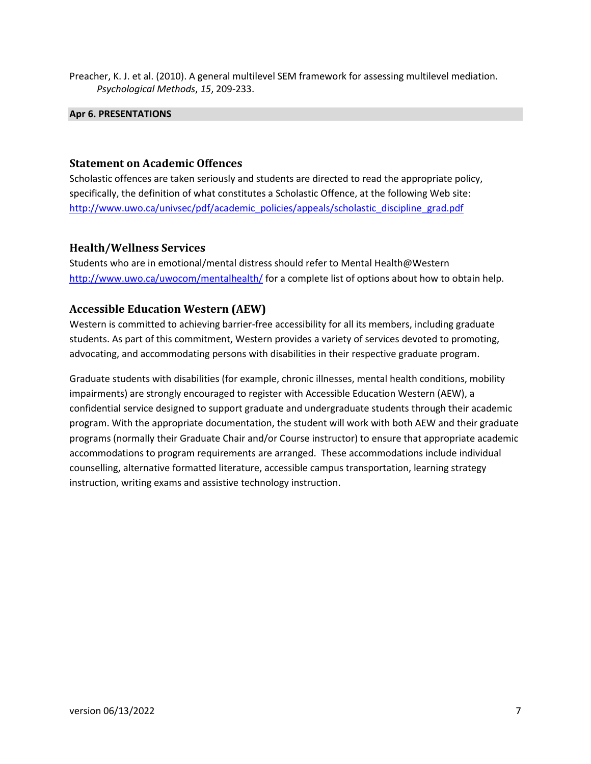Preacher, K. J. et al. (2010). A general multilevel SEM framework for assessing multilevel mediation. *Psychological Methods*, *15*, 209-233.

**Apr 6. PRESENTATIONS**

## Statement on Academic Offences

Scholastic offences are taken seriously and students are directed to read the appropriate policy, specifically, the definition of what constitutes a Scholastic Offence, at the following Web site: [http://www.uwo.ca/univsec/pdf/academic_policies/appeals/scholastic_discipline_grad.pdf](http://www.uwo.ca/univsec/pdf/academic_policies/appeals/scholastic_discipline_grad.pdf)

## Health/Wellness Services

Students who are in emotional/mental distress should refer to Mental Health@Western [http://www.uwo.ca/uwocom/mentalhealth/](http://www.uwo.ca/uwocom/mentalhealth/) for a complete list of options about how to obtain help.

## Accessible Education Western (AEW)

Western is committed to achieving barrier-free accessibility for all its members, including graduate students. As part of this commitment, Western provides a variety of services devoted to promoting, advocating, and accommodating persons with disabilities in their respective graduate program.

Graduate students with disabilities (for example, chronic illnesses, mental health conditions, mobility impairments) are strongly encouraged to register with Accessible Education Western (AEW), a confidential service designed to support graduate and undergraduate students through their academic program. With the appropriate documentation, the student will work with both AEW and their graduate programs (normally their Graduate Chair and/or Course instructor) to ensure that appropriate academic accommodations to program requirements are arranged. These accommodations include individual counselling, alternative formatted literature, accessible campus transportation, learning strategy instruction, writing exams and assistive technology instruction.